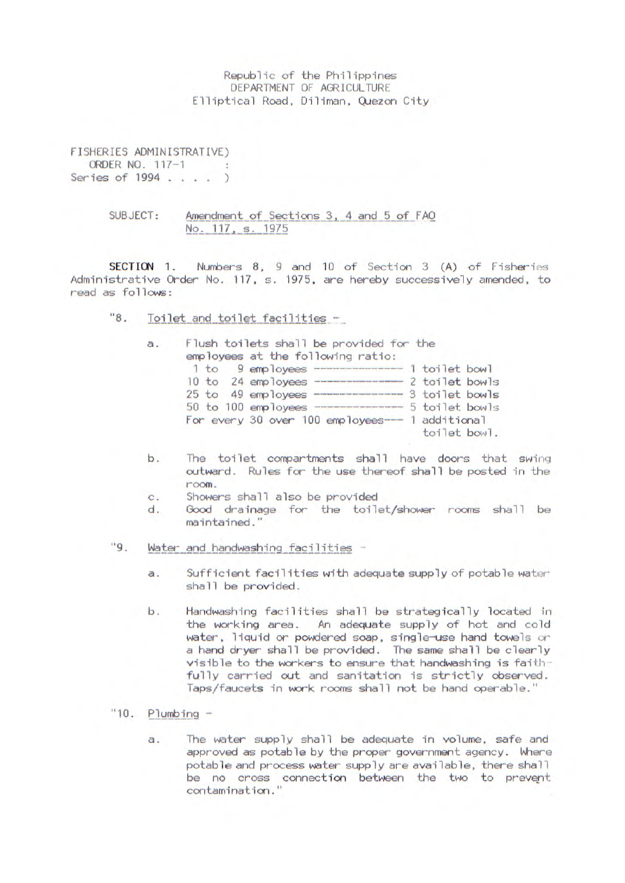Republic of the Philippines
DEPARTMENT OF AGRICULTURE
Elliptical Road, Diliman, Quezon City

FISHERIES ADMINISTRATIVE)
ORDER NO. 117-1 :
Series of 1994 . . . . )

SUBJECT: Amendment of Sections 3, 4 and 5 of FAO No. 117, s. 1975

**SECTION 1.** Numbers 8, 9 and 10 of Section 3 (A) of Fisheries Administrative Order No. 117, s. 1975, are hereby successively amended, to read as follows:

"8. Toilet and toilet facilities -

a. Flush toilets shall be provided for the employees at the following ratio:

| | |
|---|---|
| 1 to 9 employees | 1 toilet bowl |
| 10 to 24 employees | 2 toilet bowls |
| 25 to 49 employees | 3 toilet bowls |
| 50 to 100 employees | 5 toilet bowls |
| For every 30 over 100 employees | 1 additional toilet bowl. |

b. The toilet compartments shall have doors that swing outward. Rules for the use thereof shall be posted in the room.

c. Showers shall also be provided

d. Good drainage for the toilet/shower rooms shall be maintained."

"9. Water and handwashing facilities -

a. Sufficient facilities with adequate supply of potable water shall be provided.

b. Handwashing facilities shall be strategically located in the working area. An adequate supply of hot and cold water, liquid or powdered soap, single-use hand towels or a hand dryer shall be provided. The same shall be clearly visible to the workers to ensure that handwashing is faithfully carried out and sanitation is strictly observed. Taps/faucets in work rooms shall not be hand operable."

"10. Plumbing -

a. The water supply shall be adequate in volume, safe and approved as potable by the proper government agency. Where potable and process water supply are available, there shall be no cross connection between the two to prevent contamination."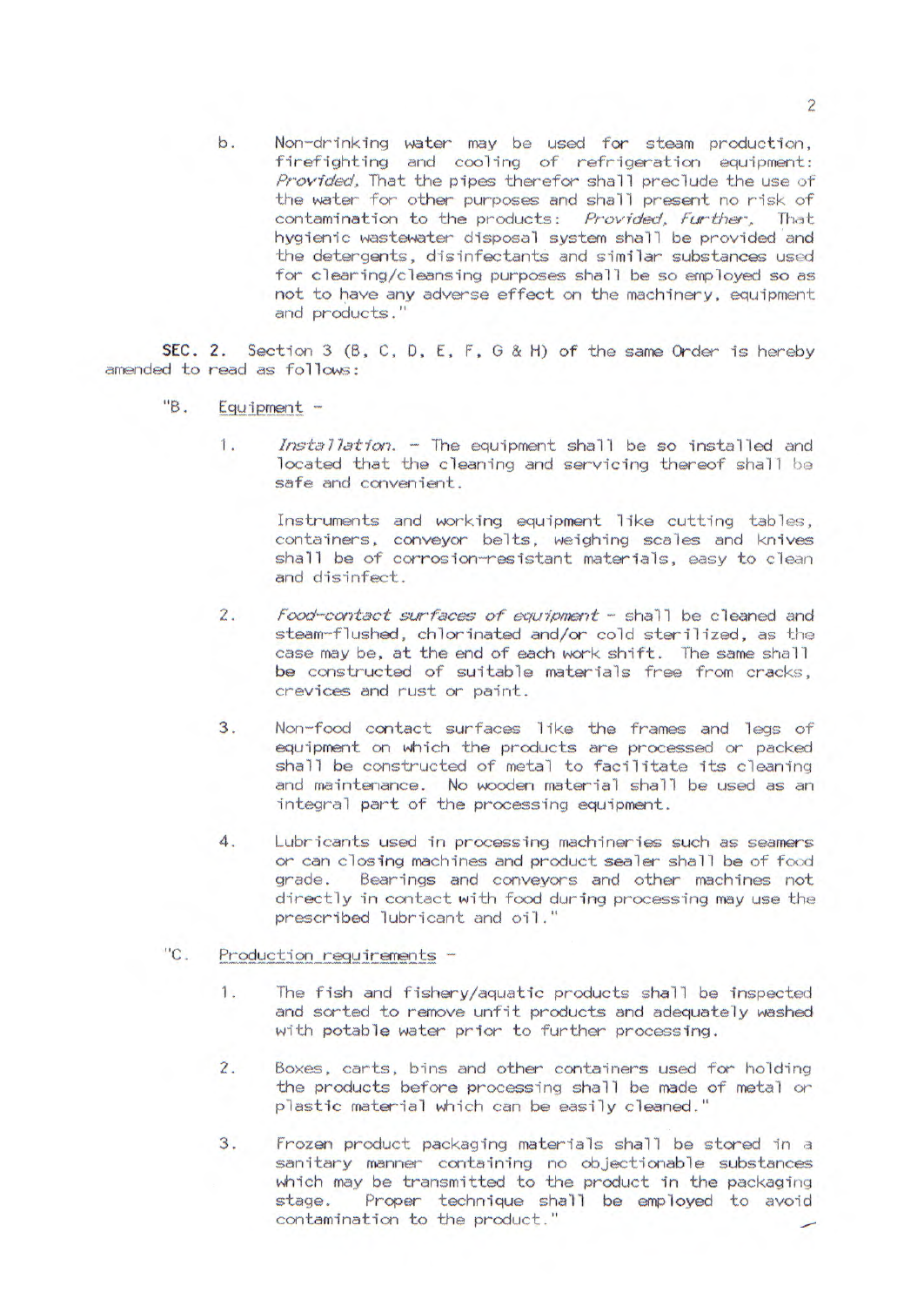b. Non-drinking water may be used for steam production, firefighting and cooling of refrigeration equipment: *Provided*, That the pipes therefor shall preclude the use of the water for other purposes and shall present no risk of contamination to the products: *Provided, Further*, That hygienic wastewater disposal system shall be provided and the detergents, disinfectants and similar substances used for clearing/cleansing purposes shall be so employed so as not to have any adverse effect on the machinery, equipment and products."

**SEC. 2.** Section 3 (B, C, D, E, F, G & H) of the same Order is hereby amended to read as follows:

"B. Equipment –

1. *Installation*. – The equipment shall be so installed and located that the cleaning and servicing thereof shall be safe and convenient.

   Instruments and working equipment like cutting tables, containers, conveyor belts, weighing scales and knives shall be of corrosion-resistant materials, easy to clean and disinfect.

2. *Food-contact surfaces of equipment* – shall be cleaned and steam-flushed, chlorinated and/or cold sterilized, as the case may be, at the end of each work shift. The same shall be constructed of suitable materials free from cracks, crevices and rust or paint.

3. Non-food contact surfaces like the frames and legs of equipment on which the products are processed or packed shall be constructed of metal to facilitate its cleaning and maintenance. No wooden material shall be used as an integral part of the processing equipment.

4. Lubricants used in processing machineries such as seamers or can closing machines and product sealer shall be of food grade. Bearings and conveyors and other machines not directly in contact with food during processing may use the prescribed lubricant and oil."

"C. Production requirements –

1. The fish and fishery/aquatic products shall be inspected and sorted to remove unfit products and adequately washed with potable water prior to further processing.

2. Boxes, carts, bins and other containers used for holding the products before processing shall be made of metal or plastic material which can be easily cleaned."

3. Frozen product packaging materials shall be stored in a sanitary manner containing no objectionable substances which may be transmitted to the product in the packaging stage. Proper technique shall be employed to avoid contamination to the product."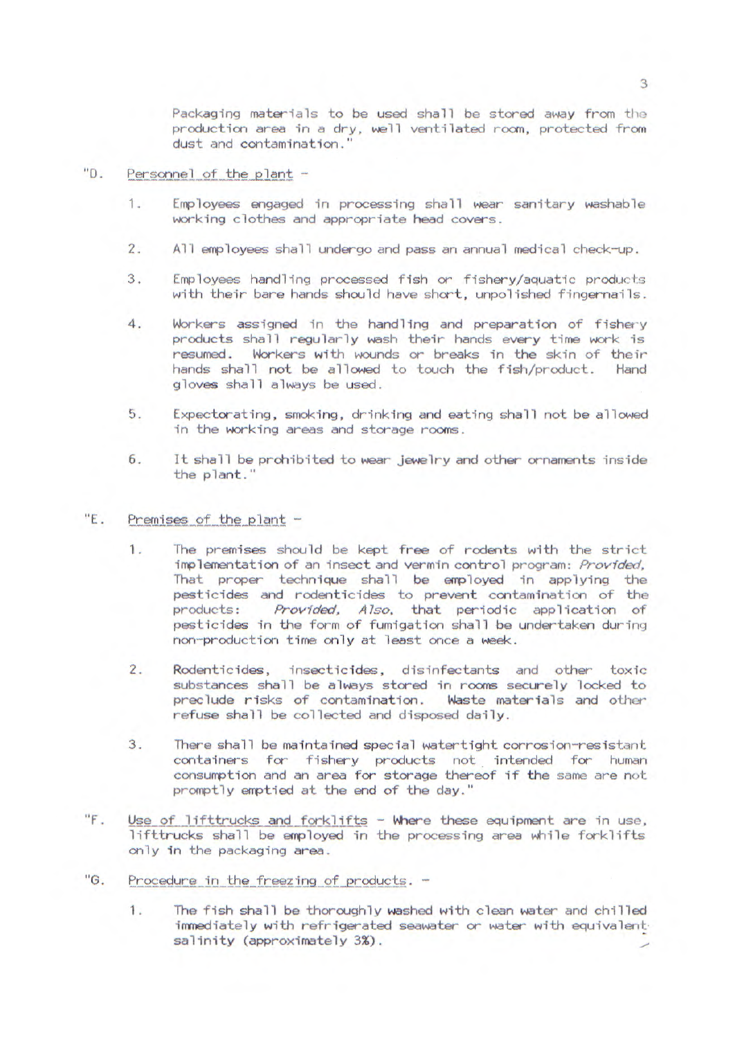Packaging materials to be used shall be stored away from the production area in a dry, well ventilated room, protected from dust and contamination."

"D. Personnel of the plant -

1. Employees engaged in processing shall wear sanitary washable working clothes and appropriate head covers.

2. All employees shall undergo and pass an annual medical check-up.

3. Employees handling processed fish or fishery/aquatic products with their bare hands should have short, unpolished fingernails.

4. Workers assigned in the handling and preparation of fishery products shall regularly wash their hands every time work is resumed. Workers with wounds or breaks in the skin of their hands shall not be allowed to touch the fish/product. Hand gloves shall always be used.

5. Expectorating, smoking, drinking and eating shall not be allowed in the working areas and storage rooms.

6. It shall be prohibited to wear jewelry and other ornaments inside the plant."

"E. Premises of the plant -

1. The premises should be kept free of rodents with the strict implementation of an insect and vermin control program: *Provided*, That proper technique shall be employed in applying the pesticides and rodenticides to prevent contamination of the products: *Provided, Also*, that periodic application of pesticides in the form of fumigation shall be undertaken during non-production time only at least once a week.

2. Rodenticides, insecticides, disinfectants and other toxic substances shall be always stored in rooms securely locked to preclude risks of contamination. Waste materials and other refuse shall be collected and disposed daily.

3. There shall be maintained special watertight corrosion-resistant containers for fishery products not intended for human consumption and an area for storage thereof if the same are not promptly emptied at the end of the day."

"F. Use of lifttrucks and forklifts - Where these equipment are in use, lifttrucks shall be employed in the processing area while forklifts only in the packaging area.

"G. Procedure in the freezing of products. -

1. The fish shall be thoroughly washed with clean water and chilled immediately with refrigerated seawater or water with equivalent salinity (approximately 3%).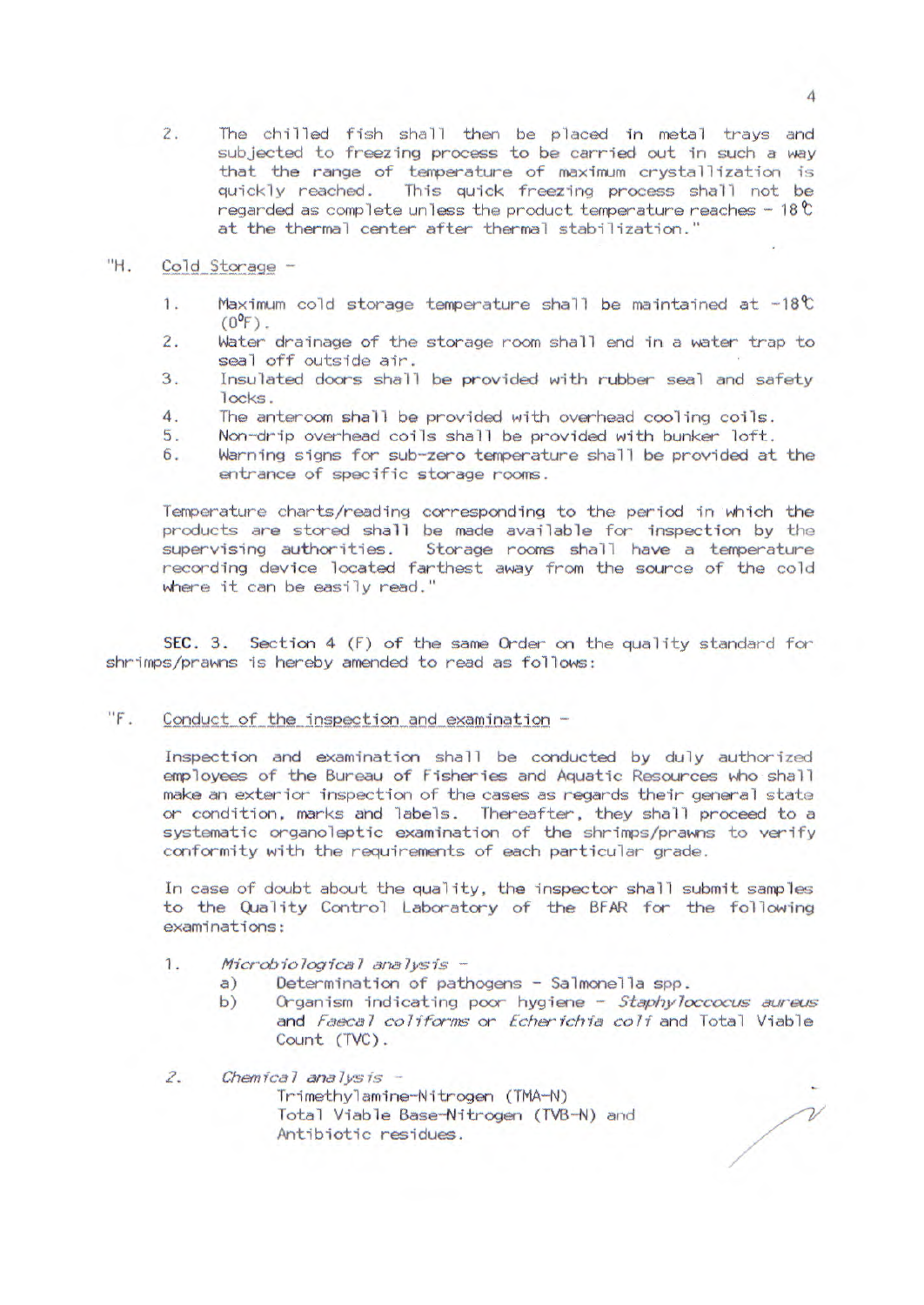2. The chilled fish shall then be placed in metal trays and subjected to freezing process to be carried out in such a way that the range of temperature of maximum crystallization is quickly reached. This quick freezing process shall not be regarded as complete unless the product temperature reaches − 18℃ at the thermal center after thermal stabilization."

"H. Cold Storage −

1. Maximum cold storage temperature shall be maintained at −18℃ (0°F).
2. Water drainage of the storage room shall end in a water trap to seal off outside air.
3. Insulated doors shall be provided with rubber seal and safety locks.
4. The anteroom shall be provided with overhead cooling coils.
5. Non-drip overhead coils shall be provided with bunker loft.
6. Warning signs for sub-zero temperature shall be provided at the entrance of specific storage rooms.

Temperature charts/reading corresponding to the period in which the products are stored shall be made available for inspection by the supervising authorities. Storage rooms shall have a temperature recording device located farthest away from the source of the cold where it can be easily read."

**SEC. 3.** Section 4 (F) of the same Order on the quality standard for shrimps/prawns is hereby amended to read as follows:

"F. Conduct of the inspection and examination −

Inspection and examination shall be conducted by duly authorized employees of the Bureau of Fisheries and Aquatic Resources who shall make an exterior inspection of the cases as regards their general state or condition, marks and labels. Thereafter, they shall proceed to a systematic organoleptic examination of the shrimps/prawns to verify conformity with the requirements of each particular grade.

In case of doubt about the quality, the inspector shall submit samples to the Quality Control Laboratory of the BFAR for the following examinations:

1. *Microbiological analysis* −
   a) Determination of pathogens − Salmonella spp.
   b) Organism indicating poor hygiene − *Staphyloccocus aureus* and *Faecal coliforms* or *Echerichia coli* and Total Viable Count (TVC).

2. *Chemical analysis* −
   Trimethylamine-Nitrogen (TMA-N)
   Total Viable Base-Nitrogen (TVB-N) and
   Antibiotic residues.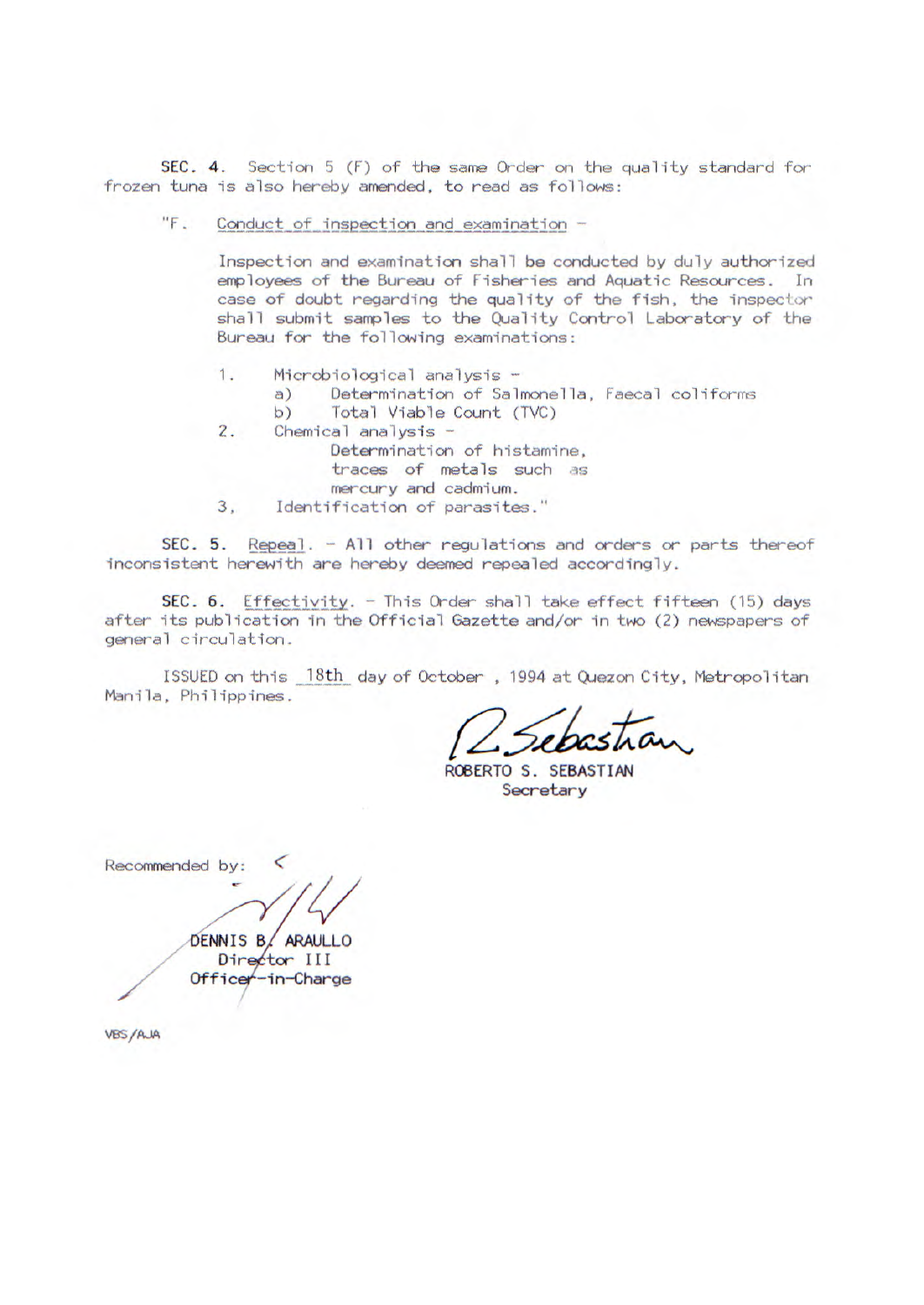**SEC. 4.** Section 5 (F) of the same Order on the quality standard for frozen tuna is also hereby amended, to read as follows:

"F. Conduct of inspection and examination –

Inspection and examination shall be conducted by duly authorized employees of the Bureau of Fisheries and Aquatic Resources. In case of doubt regarding the quality of the fish, the inspector shall submit samples to the Quality Control Laboratory of the Bureau for the following examinations:

1. Microbiological analysis –
   a) Determination of Salmonella, Faecal coliforms
   b) Total Viable Count (TVC)
2. Chemical analysis –
   Determination of histamine, traces of metals such as mercury and cadmium.
3. Identification of parasites."

**SEC. 5.** Repeal. – All other regulations and orders or parts thereof inconsistent herewith are hereby deemed repealed accordingly.

**SEC. 6.** Effectivity. – This Order shall take effect fifteen (15) days after its publication in the Official Gazette and/or in two (2) newspapers of general circulation.

ISSUED on this 18th day of October , 1994 at Quezon City, Metropolitan Manila, Philippines.

R. Sebastian
ROBERTO S. SEBASTIAN
Secretary

Recommended by:

DENNIS B. ARAULLO
Director III
Officer-in-Charge

VBS/AJA